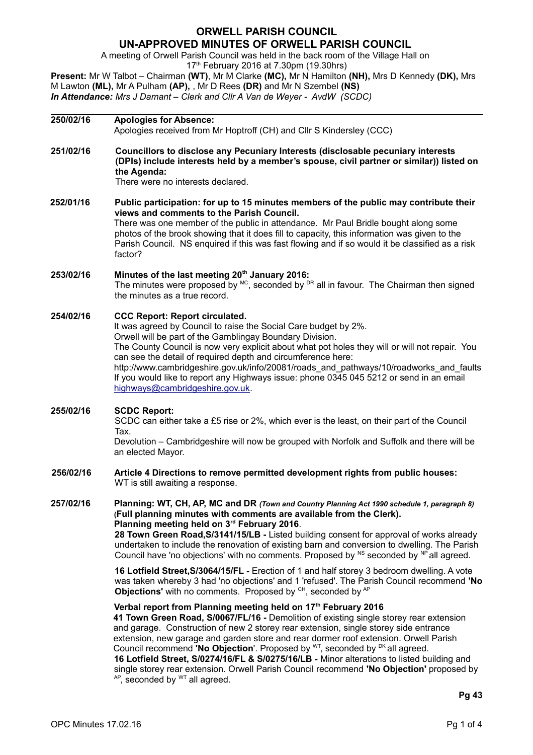# ORWELL PARISH COUNCIL

## UN-APPROVED MINUTES OF ORWELL PARISH COUNCIL

A meeting of Orwell Parish Council was held in the back room of the Village Hall on 17th February 2016 at 7.30pm (19.30hrs)

**Present:** Mr W Talbot – Chairman **(WT)**, Mr M Clarke **(MC),** Mr N Hamilton **(NH),** Mrs D Kennedy **(DK),** Mrs M Lawton **(ML),** Mr A Pulham **(AP),** , Mr D Rees **(DR)** and Mr N Szembel **(NS)**
***In Attendance:*** *Mrs J Damant – Clerk and Cllr A Van de Weyer - AvdW (SCDC)*

---

**250/02/16** **Apologies for Absence:**
Apologies received from Mr Hoptroff (CH) and Cllr S Kindersley (CCC)

**251/02/16** **Councillors to disclose any Pecuniary Interests (disclosable pecuniary interests (DPIs) include interests held by a member's spouse, civil partner or similar)) listed on the Agenda:**
There were no interests declared.

**252/01/16** **Public participation: for up to 15 minutes members of the public may contribute their views and comments to the Parish Council.**
There was one member of the public in attendance. Mr Paul Bridle bought along some photos of the brook showing that it does fill to capacity, this information was given to the Parish Council. NS enquired if this was fast flowing and if so would it be classified as a risk factor?

**253/02/16** **Minutes of the last meeting 20th January 2016:**
The minutes were proposed by MC, seconded by DR all in favour. The Chairman then signed the minutes as a true record.

**254/02/16** **CCC Report: Report circulated.**
It was agreed by Council to raise the Social Care budget by 2%.
Orwell will be part of the Gamblingay Boundary Division.
The County Council is now very explicit about what pot holes they will or will not repair. You can see the detail of required depth and circumference here:
http://www.cambridgeshire.gov.uk/info/20081/roads_and_pathways/10/roadworks_and_faults
If you would like to report any Highways issue: phone 0345 045 5212 or send in an email highways@cambridgeshire.gov.uk.

**255/02/16** **SCDC Report:**
SCDC can either take a £5 rise or 2%, which ever is the least, on their part of the Council Tax.
Devolution – Cambridgeshire will now be grouped with Norfolk and Suffolk and there will be an elected Mayor.

**256/02/16** **Article 4 Directions to remove permitted development rights from public houses:**
WT is still awaiting a response.

**257/02/16** **Planning: WT, CH, AP, MC and DR** *(Town and Country Planning Act 1990 schedule 1, paragraph 8)* **(Full planning minutes with comments are available from the Clerk).**
**Planning meeting held on 3rd February 2016**.
**28 Town Green Road,S/3141/15/LB -** Listed building consent for approval of works already undertaken to include the renovation of existing barn and conversion to dwelling. The Parish Council have 'no objections' with no comments. Proposed by NS seconded by NP all agreed.

**16 Lotfield Street,S/3064/15/FL -** Erection of 1 and half storey 3 bedroom dwelling. A vote was taken whereby 3 had 'no objections' and 1 'refused'. The Parish Council recommend **'No Objections'** with no comments. Proposed by CH, seconded by AP

**Verbal report from Planning meeting held on 17th February 2016**
**41 Town Green Road, S/0067/FL/16 -** Demolition of existing single storey rear extension and garage. Construction of new 2 storey rear extension, single storey side entrance extension, new garage and garden store and rear dormer roof extension. Orwell Parish Council recommend **'No Objection'**. Proposed by WT, seconded by DK all agreed.
**16 Lotfield Street, S/0274/16/FL & S/0275/16/LB -** Minor alterations to listed building and single storey rear extension. Orwell Parish Council recommend **'No Objection'** proposed by AP, seconded by WT all agreed.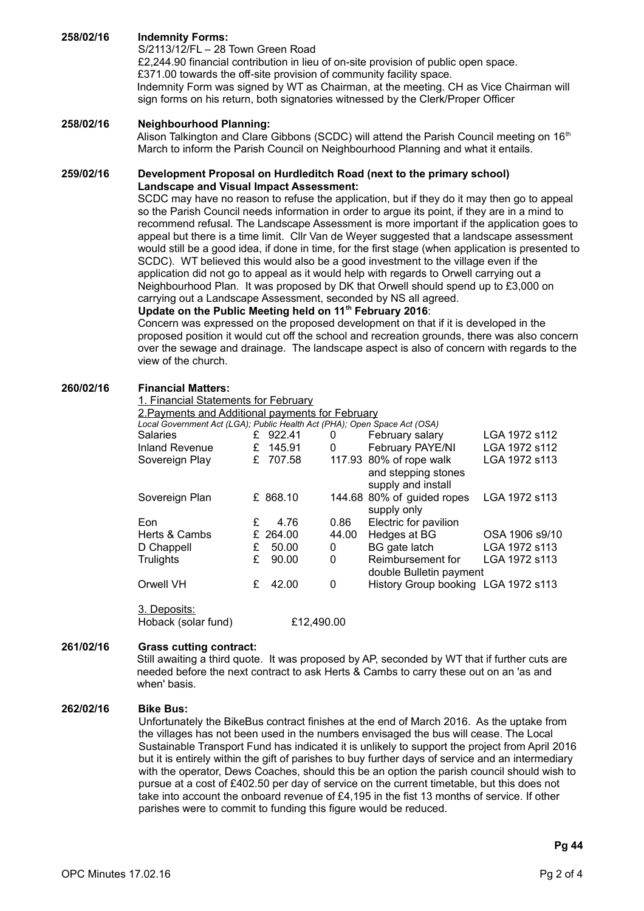**258/02/16 Indemnity Forms:**

S/2113/12/FL – 28 Town Green Road

£2,244.90 financial contribution in lieu of on-site provision of public open space.

£371.00 towards the off-site provision of community facility space.

Indemnity Form was signed by WT as Chairman, at the meeting. CH as Vice Chairman will sign forms on his return, both signatories witnessed by the Clerk/Proper Officer

**258/02/16 Neighbourhood Planning:**

Alison Talkington and Clare Gibbons (SCDC) will attend the Parish Council meeting on 16th March to inform the Parish Council on Neighbourhood Planning and what it entails.

**259/02/16 Development Proposal on Hurdleditch Road (next to the primary school)**

**Landscape and Visual Impact Assessment:**

SCDC may have no reason to refuse the application, but if they do it may then go to appeal so the Parish Council needs information in order to argue its point, if they are in a mind to recommend refusal. The Landscape Assessment is more important if the application goes to appeal but there is a time limit. Cllr Van de Weyer suggested that a landscape assessment would still be a good idea, if done in time, for the first stage (when application is presented to SCDC). WT believed this would also be a good investment to the village even if the application did not go to appeal as it would help with regards to Orwell carrying out a Neighbourhood Plan. It was proposed by DK that Orwell should spend up to £3,000 on carrying out a Landscape Assessment, seconded by NS all agreed.

**Update on the Public Meeting held on 11th February 2016**:

Concern was expressed on the proposed development on that if it is developed in the proposed position it would cut off the school and recreation grounds, there was also concern over the sewage and drainage. The landscape aspect is also of concern with regards to the view of the church.

**260/02/16 Financial Matters:**

1. Financial Statements for February

2. Payments and Additional payments for February

*Local Government Act (LGA); Public Health Act (PHA); Open Space Act (OSA)*

| | | | | |
|---|---|---|---|---|
| Salaries | £ 922.41 | 0 | February salary | LGA 1972 s112 |
| Inland Revenue | £ 145.91 | 0 | February PAYE/NI | LGA 1972 s112 |
| Sovereign Play | £ 707.58 | 117.93 | 80% of rope walk and stepping stones supply and install | LGA 1972 s113 |
| Sovereign Plan | £ 868.10 | 144.68 | 80% of guided ropes supply only | LGA 1972 s113 |
| Eon | £ 4.76 | 0.86 | Electric for pavilion | |
| Herts & Cambs | £ 264.00 | 44.00 | Hedges at BG | OSA 1906 s9/10 |
| D Chappell | £ 50.00 | 0 | BG gate latch | LGA 1972 s113 |
| Trulights | £ 90.00 | 0 | Reimbursement for double Bulletin payment | LGA 1972 s113 |
| Orwell VH | £ 42.00 | 0 | History Group booking | LGA 1972 s113 |

3. Deposits:

Hoback (solar fund) £12,490.00

**261/02/16 Grass cutting contract:**

Still awaiting a third quote. It was proposed by AP, seconded by WT that if further cuts are needed before the next contract to ask Herts & Cambs to carry these out on an 'as and when' basis.

**262/02/16 Bike Bus:**

Unfortunately the BikeBus contract finishes at the end of March 2016. As the uptake from the villages has not been used in the numbers envisaged the bus will cease. The Local Sustainable Transport Fund has indicated it is unlikely to support the project from April 2016 but it is entirely within the gift of parishes to buy further days of service and an intermediary with the operator, Dews Coaches, should this be an option the parish council should wish to pursue at a cost of £402.50 per day of service on the current timetable, but this does not take into account the onboard revenue of £4,195 in the fist 13 months of service. If other parishes were to commit to funding this figure would be reduced.

**Pg 44**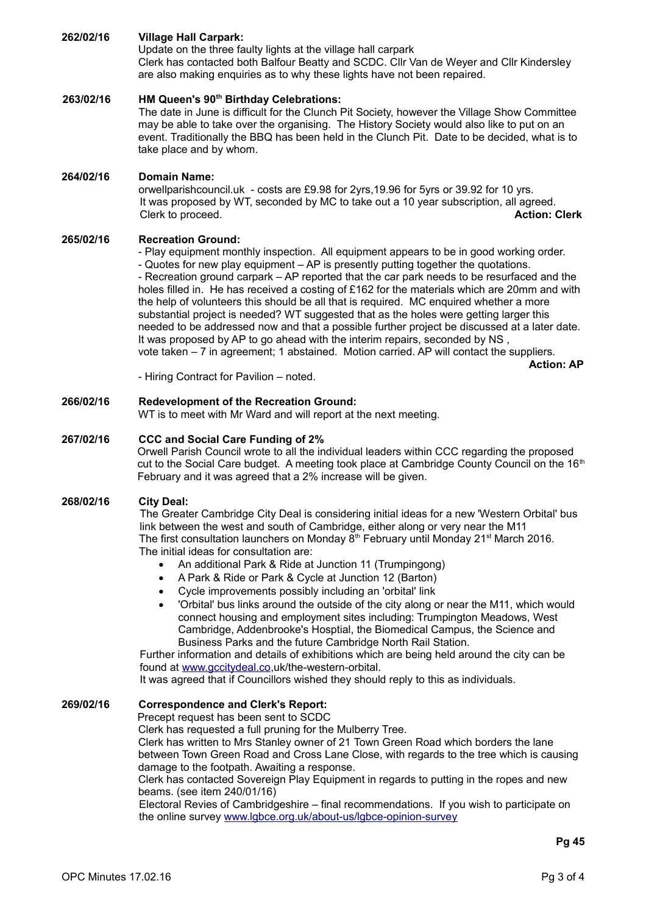**262/02/16 Village Hall Carpark:**

Update on the three faulty lights at the village hall carpark

Clerk has contacted both Balfour Beatty and SCDC. Cllr Van de Weyer and Cllr Kindersley are also making enquiries as to why these lights have not been repaired.

**263/02/16 HM Queen's 90th Birthday Celebrations:**

The date in June is difficult for the Clunch Pit Society, however the Village Show Committee may be able to take over the organising. The History Society would also like to put on an event. Traditionally the BBQ has been held in the Clunch Pit. Date to be decided, what is to take place and by whom.

**264/02/16 Domain Name:**

orwellparishcouncil.uk - costs are £9.98 for 2yrs,19.96 for 5yrs or 39.92 for 10 yrs.
It was proposed by WT, seconded by MC to take out a 10 year subscription, all agreed.
Clerk to proceed. **Action: Clerk**

**265/02/16 Recreation Ground:**

- Play equipment monthly inspection. All equipment appears to be in good working order.
- Quotes for new play equipment – AP is presently putting together the quotations.
- Recreation ground carpark – AP reported that the car park needs to be resurfaced and the holes filled in. He has received a costing of £162 for the materials which are 20mm and with the help of volunteers this should be all that is required. MC enquired whether a more substantial project is needed? WT suggested that as the holes were getting larger this needed to be addressed now and that a possible further project be discussed at a later date. It was proposed by AP to go ahead with the interim repairs, seconded by NS , vote taken – 7 in agreement; 1 abstained. Motion carried. AP will contact the suppliers.

**Action: AP**

- Hiring Contract for Pavilion – noted.

**266/02/16 Redevelopment of the Recreation Ground:**

WT is to meet with Mr Ward and will report at the next meeting.

**267/02/16 CCC and Social Care Funding of 2%**

Orwell Parish Council wrote to all the individual leaders within CCC regarding the proposed cut to the Social Care budget. A meeting took place at Cambridge County Council on the 16th February and it was agreed that a 2% increase will be given.

**268/02/16 City Deal:**

The Greater Cambridge City Deal is considering initial ideas for a new 'Western Orbital' bus link between the west and south of Cambridge, either along or very near the M11
The first consultation launchers on Monday 8th February until Monday 21st March 2016.
The initial ideas for consultation are:

- An additional Park & Ride at Junction 11 (Trumpingong)
- A Park & Ride or Park & Cycle at Junction 12 (Barton)
- Cycle improvements possibly including an 'orbital' link
- 'Orbital' bus links around the outside of the city along or near the M11, which would connect housing and employment sites including: Trumpington Meadows, West Cambridge, Addenbrooke's Hosptial, the Biomedical Campus, the Science and Business Parks and the future Cambridge North Rail Station.

Further information and details of exhibitions which are being held around the city can be found at www.gccitydeal.co,uk/the-western-orbital.
It was agreed that if Councillors wished they should reply to this as individuals.

**269/02/16 Correspondence and Clerk's Report:**

Precept request has been sent to SCDC
Clerk has requested a full pruning for the Mulberry Tree.
Clerk has written to Mrs Stanley owner of 21 Town Green Road which borders the lane between Town Green Road and Cross Lane Close, with regards to the tree which is causing damage to the footpath. Awaiting a response.
Clerk has contacted Sovereign Play Equipment in regards to putting in the ropes and new beams. (see item 240/01/16)
Electoral Revies of Cambridgeshire – final recommendations. If you wish to participate on the online survey www.lgbce.org.uk/about-us/lgbce-opinion-survey

**Pg 45**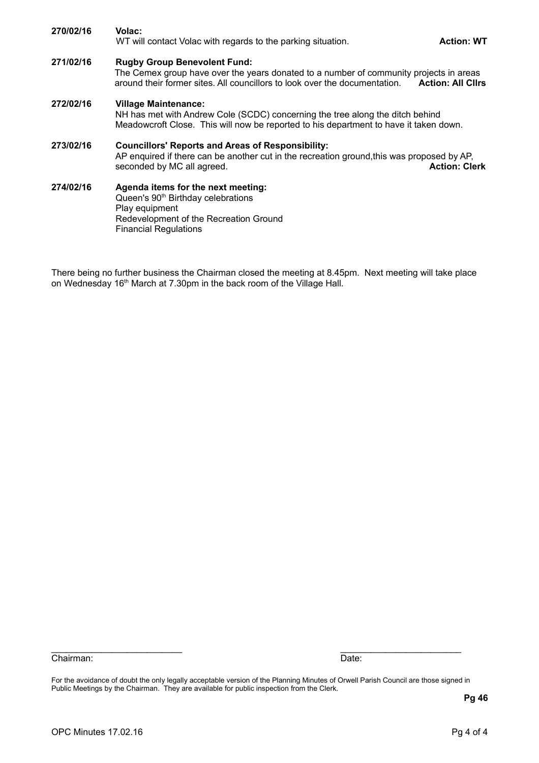**270/02/16 Volac:**
WT will contact Volac with regards to the parking situation. **Action: WT**

**271/02/16 Rugby Group Benevolent Fund:**
The Cemex group have over the years donated to a number of community projects in areas around their former sites. All councillors to look over the documentation. **Action: All Cllrs**

**272/02/16 Village Maintenance:**
NH has met with Andrew Cole (SCDC) concerning the tree along the ditch behind Meadowcroft Close. This will now be reported to his department to have it taken down.

**273/02/16 Councillors' Reports and Areas of Responsibility:**
AP enquired if there can be another cut in the recreation ground,this was proposed by AP, seconded by MC all agreed. **Action: Clerk**

**274/02/16 Agenda items for the next meeting:**
Queen's 90th Birthday celebrations
Play equipment
Redevelopment of the Recreation Ground
Financial Regulations

There being no further business the Chairman closed the meeting at 8.45pm. Next meeting will take place on Wednesday 16th March at 7.30pm in the back room of the Village Hall.

Chairman: ______________________ Date: ______________________

For the avoidance of doubt the only legally acceptable version of the Planning Minutes of Orwell Parish Council are those signed in Public Meetings by the Chairman. They are available for public inspection from the Clerk.